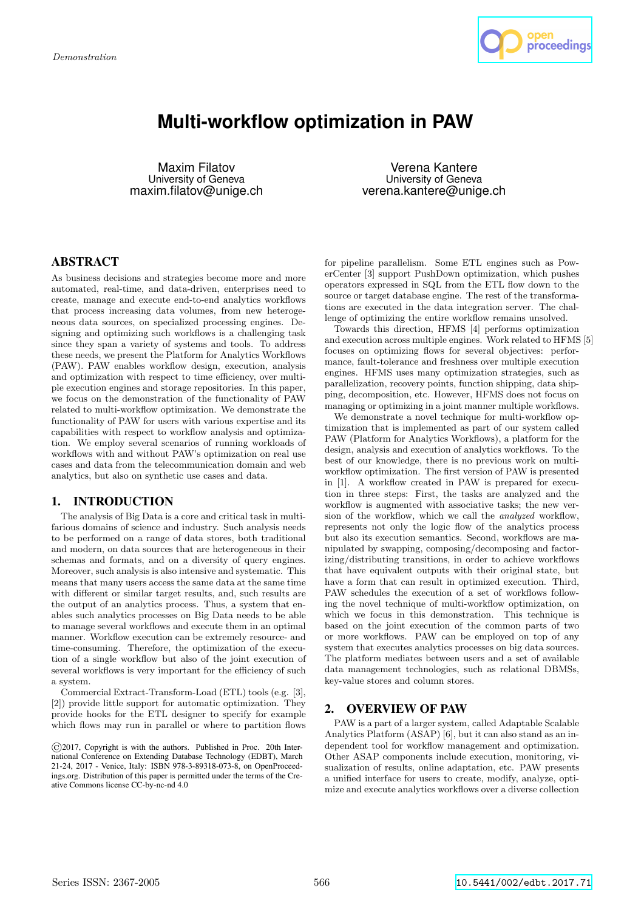*Demonstration*

# Multi-workflow optimization in PAW

Maxim Filatov
University of Geneva
maxim.filatov@unige.ch

Verena Kantere
University of Geneva
verena.kantere@unige.ch

## ABSTRACT

As business decisions and strategies become more and more automated, real-time, and data-driven, enterprises need to create, manage and execute end-to-end analytics workflows that process increasing data volumes, from new heterogeneous data sources, on specialized processing engines. Designing and optimizing such workflows is a challenging task since they span a variety of systems and tools. To address these needs, we present the Platform for Analytics Workflows (PAW). PAW enables workflow design, execution, analysis and optimization with respect to time efficiency, over multiple execution engines and storage repositories. In this paper, we focus on the demonstration of the functionality of PAW related to multi-workflow optimization. We demonstrate the functionality of PAW for users with various expertise and its capabilities with respect to workflow analysis and optimization. We employ several scenarios of running workloads of workflows with and without PAW's optimization on real use cases and data from the telecommunication domain and web analytics, but also on synthetic use cases and data.

## 1. INTRODUCTION

The analysis of Big Data is a core and critical task in multifarious domains of science and industry. Such analysis needs to be performed on a range of data stores, both traditional and modern, on data sources that are heterogeneous in their schemas and formats, and on a diversity of query engines. Moreover, such analysis is also intensive and systematic. This means that many users access the same data at the same time with different or similar target results, and, such results are the output of an analytics process. Thus, a system that enables such analytics processes on Big Data needs to be able to manage several workflows and execute them in an optimal manner. Workflow execution can be extremely resource- and time-consuming. Therefore, the optimization of the execution of a single workflow but also of the joint execution of several workflows is very important for the efficiency of such a system.

Commercial Extract-Transform-Load (ETL) tools (e.g. [3], [2]) provide little support for automatic optimization. They provide hooks for the ETL designer to specify for example which flows may run in parallel or where to partition flows for pipeline parallelism. Some ETL engines such as PowerCenter [3] support PushDown optimization, which pushes operators expressed in SQL from the ETL flow down to the source or target database engine. The rest of the transformations are executed in the data integration server. The challenge of optimizing the entire workflow remains unsolved.

Towards this direction, HFMS [4] performs optimization and execution across multiple engines. Work related to HFMS [5] focuses on optimizing flows for several objectives: performance, fault-tolerance and freshness over multiple execution engines. HFMS uses many optimization strategies, such as parallelization, recovery points, function shipping, data shipping, decomposition, etc. However, HFMS does not focus on managing or optimizing in a joint manner multiple workflows.

We demonstrate a novel technique for multi-workflow optimization that is implemented as part of our system called PAW (Platform for Analytics Workflows), a platform for the design, analysis and execution of analytics workflows. To the best of our knowledge, there is no previous work on multi-workflow optimization. The first version of PAW is presented in [1]. A workflow created in PAW is prepared for execution in three steps: First, the tasks are analyzed and the workflow is augmented with associative tasks; the new version of the workflow, which we call the *analyzed* workflow, represents not only the logic flow of the analytics process but also its execution semantics. Second, workflows are manipulated by swapping, composing/decomposing and factorizing/distributing transitions, in order to achieve workflows that have equivalent outputs with their original state, but have a form that can result in optimized execution. Third, PAW schedules the execution of a set of workflows following the novel technique of multi-workflow optimization, on which we focus in this demonstration. This technique is based on the joint execution of the common parts of two or more workflows. PAW can be employed on top of any system that executes analytics processes on big data sources. The platform mediates between users and a set of available data management technologies, such as relational DBMSs, key-value stores and column stores.

## 2. OVERVIEW OF PAW

PAW is a part of a larger system, called Adaptable Scalable Analytics Platform (ASAP) [6], but it can also stand as an independent tool for workflow management and optimization. Other ASAP components include execution, monitoring, visualization of results, online adaptation, etc. PAW presents a unified interface for users to create, modify, analyze, optimize and execute analytics workflows over a diverse collection

©2017, Copyright is with the authors. Published in Proc. 20th International Conference on Extending Database Technology (EDBT), March 21-24, 2017 - Venice, Italy: ISBN 978-3-89318-073-8, on OpenProceedings.org. Distribution of this paper is permitted under the terms of the Creative Commons license CC-by-nc-nd 4.0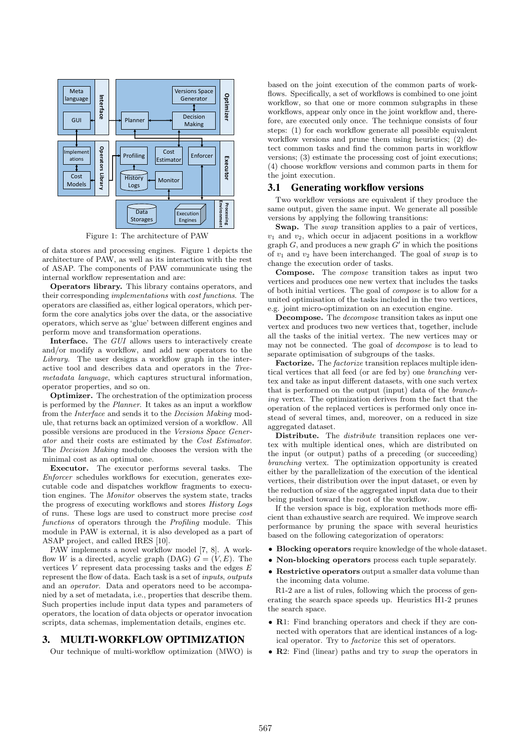Figure 1: The architecture of PAW

of data stores and processing engines. Figure 1 depicts the architecture of PAW, as well as its interaction with the rest of ASAP. The components of PAW communicate using the internal workflow representation and are:

**Operators library.** This library contains operators, and their corresponding *implementations* with *cost functions*. The operators are classified as, either logical operators, which perform the core analytics jobs over the data, or the associative operators, which serve as 'glue' between different engines and perform move and transformation operations.

**Interface.** The *GUI* allows users to interactively create and/or modify a workflow, and add new operators to the *Library*. The user designs a workflow graph in the interactive tool and describes data and operators in the *Tree-metadata language*, which captures structural information, operator properties, and so on.

**Optimizer.** The orchestration of the optimization process is performed by the *Planner*. It takes as an input a workflow from the *Interface* and sends it to the *Decision Making* module, that returns back an optimized version of a workflow. All possible versions are produced in the *Versions Space Generator* and their costs are estimated by the *Cost Estimator*. The *Decision Making* module chooses the version with the minimal cost as an optimal one.

**Executor.** The executor performs several tasks. The *Enforcer* schedules workflows for execution, generates executable code and dispatches workflow fragments to execution engines. The *Monitor* observes the system state, tracks the progress of executing workflows and stores *History Logs* of runs. These logs are used to construct more precise *cost functions* of operators through the *Profiling* module. This module in PAW is external, it is also developed as a part of ASAP project, and called IRES [10].

PAW implements a novel workflow model [7, 8]. A workflow $W$ is a directed, acyclic graph (DAG) $G = (V, E)$. The vertices $V$ represent data processing tasks and the edges $E$ represent the flow of data. Each task is a set of *inputs*, *outputs* and an *operator*. Data and operators need to be accompanied by a set of metadata, i.e., properties that describe them. Such properties include input data types and parameters of operators, the location of data objects or operator invocation scripts, data schemas, implementation details, engines etc.

## 3. MULTI-WORKFLOW OPTIMIZATION

Our technique of multi-workflow optimization (MWO) is based on the joint execution of the common parts of workflows. Specifically, a set of workflows is combined to one joint workflow, so that one or more common subgraphs in these workflows, appear only once in the joint workflow and, therefore, are executed only once. The technique consists of four steps: (1) for each workflow generate all possible equivalent workflow versions and prune them using heuristics; (2) detect common tasks and find the common parts in workflow versions; (3) estimate the processing cost of joint executions; (4) choose workflow versions and common parts in them for the joint execution.

### 3.1 Generating workflow versions

Two workflow versions are equivalent if they produce the same output, given the same input. We generate all possible versions by applying the following transitions:

**Swap.** The *swap* transition applies to a pair of vertices, $v_1$ and $v_2$, which occur in adjacent positions in a workflow graph $G$, and produces a new graph $G'$ in which the positions of $v_1$ and $v_2$ have been interchanged. The goal of *swap* is to change the execution order of tasks.

**Compose.** The *compose* transition takes as input two vertices and produces one new vertex that includes the tasks of both initial vertices. The goal of *compose* is to allow for a united optimisation of the tasks included in the two vertices, e.g. joint micro-optimization on an execution engine.

**Decompose.** The *decompose* transition takes as input one vertex and produces two new vertices that, together, include all the tasks of the initial vertex. The new vertices may or may not be connected. The goal of *decompose* is to lead to separate optimisation of subgroups of the tasks.

**Factorize.** The *factorize* transition replaces multiple identical vertices that all feed (or are fed by) one *branching* vertex and take as input different datasets, with one such vertex that is performed on the output (input) data of the *branching* vertex. The optimization derives from the fact that the operation of the replaced vertices is performed only once instead of several times, and, moreover, on a reduced in size aggregated dataset.

**Distribute.** The *distribute* transition replaces one vertex with multiple identical ones, which are distributed on the input (or output) paths of a preceding (or succeeding) *branching* vertex. The optimization opportunity is created either by the parallelization of the execution of the identical vertices, their distribution over the input dataset, or even by the reduction of size of the aggregated input data due to their being pushed toward the root of the workflow.

If the version space is big, exploration methods more efficient than exhaustive search are required. We improve search performance by pruning the space with several heuristics based on the following categorization of operators:

- **Blocking operators** require knowledge of the whole dataset.
- **Non-blocking operators** process each tuple separately.
- **Restrictive operators** output a smaller data volume than the incoming data volume.

R1-2 are a list of rules, following which the process of generating the search space speeds up. Heuristics H1-2 prunes the search space.

- **R**1: Find branching operators and check if they are connected with operators that are identical instances of a logical operator. Try to *factorize* this set of operators.
- **R**2: Find (linear) paths and try to *swap* the operators in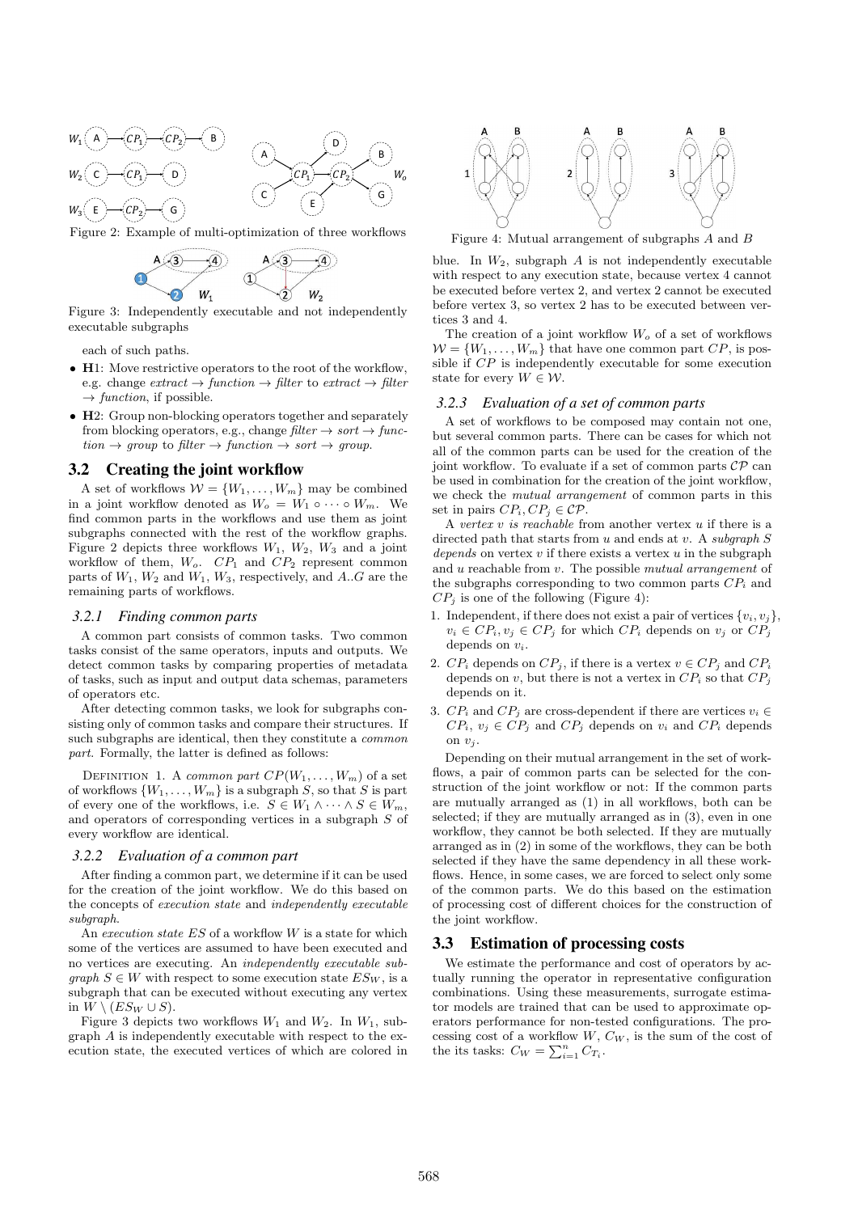Figure 2: Example of multi-optimization of three workflows

Figure 3: Independently executable and not independently executable subgraphs

each of such paths.

- **H**1: Move restrictive operators to the root of the workflow, e.g. change *extract* → *function* → *filter* to *extract* → *filter* → *function*, if possible.
- **H**2: Group non-blocking operators together and separately from blocking operators, e.g., change *filter* → *sort* → *function* → *group* to *filter* → *function* → *sort* → *group*.

## 3.2 Creating the joint workflow

A set of workflows $\mathcal{W} = \{W_1, \ldots, W_m\}$ may be combined in a joint workflow denoted as $W_o = W_1 \circ \cdots \circ W_m$. We find common parts in the workflows and use them as joint subgraphs connected with the rest of the workflow graphs. Figure 2 depicts three workflows $W_1$, $W_2$, $W_3$ and a joint workflow of them, $W_o$. $CP_1$ and $CP_2$ represent common parts of $W_1$, $W_2$ and $W_1$, $W_3$, respectively, and $A..G$ are the remaining parts of workflows.

### 3.2.1 Finding common parts

A common part consists of common tasks. Two common tasks consist of the same operators, inputs and outputs. We detect common tasks by comparing properties of metadata of tasks, such as input and output data schemas, parameters of operators etc.

After detecting common tasks, we look for subgraphs consisting only of common tasks and compare their structures. If such subgraphs are identical, then they constitute a *common part*. Formally, the latter is defined as follows:

Definition 1. A *common part* $CP(W_1, \ldots, W_m)$ of a set of workflows $\{W_1, \ldots, W_m\}$ is a subgraph $S$, so that $S$ is part of every one of the workflows, i.e. $S \in W_1 \wedge \cdots \wedge S \in W_m$, and operators of corresponding vertices in a subgraph $S$ of every workflow are identical.

### 3.2.2 Evaluation of a common part

After finding a common part, we determine if it can be used for the creation of the joint workflow. We do this based on the concepts of *execution state* and *independently executable subgraph*.

An *execution state* $ES$ of a workflow $W$ is a state for which some of the vertices are assumed to have been executed and no vertices are executing. An *independently executable subgraph* $S \in W$ with respect to some execution state $ES_W$, is a subgraph that can be executed without executing any vertex in $W \setminus (ES_W \cup S)$.

Figure 3 depicts two workflows $W_1$ and $W_2$. In $W_1$, subgraph $A$ is independently executable with respect to the execution state, the executed vertices of which are colored in blue. In $W_2$, subgraph $A$ is not independently executable with respect to any execution state, because vertex 4 cannot be executed before vertex 2, and vertex 2 cannot be executed before vertex 3, so vertex 2 has to be executed between vertices 3 and 4.

Figure 4: Mutual arrangement of subgraphs $A$ and $B$

The creation of a joint workflow $W_o$ of a set of workflows $\mathcal{W} = \{W_1, \ldots, W_m\}$ that have one common part $CP$, is possible if $CP$ is independently executable for some execution state for every $W \in \mathcal{W}$.

### 3.2.3 Evaluation of a set of common parts

A set of workflows to be composed may contain not one, but several common parts. There can be cases for which not all of the common parts can be used for the creation of the joint workflow. To evaluate if a set of common parts $\mathcal{CP}$ can be used in combination for the creation of the joint workflow, we check the *mutual arrangement* of common parts in this set in pairs $CP_i, CP_j \in \mathcal{CP}$.

A *vertex* $v$ *is reachable* from another vertex $u$ if there is a directed path that starts from $u$ and ends at $v$. A *subgraph* $S$ *depends* on vertex $v$ if there exists a vertex $u$ in the subgraph and $u$ reachable from $v$. The possible *mutual arrangement* of the subgraphs corresponding to two common parts $CP_i$ and $CP_j$ is one of the following (Figure 4):

1. Independent, if there does not exist a pair of vertices $\{v_i, v_j\}$, $v_i \in CP_i, v_j \in CP_j$ for which $CP_i$ depends on $v_j$ or $CP_j$ depends on $v_i$.
2. $CP_i$ depends on $CP_j$, if there is a vertex $v \in CP_j$ and $CP_i$ depends on $v$, but there is not a vertex in $CP_i$ so that $CP_j$ depends on it.
3. $CP_i$ and $CP_j$ are cross-dependent if there are vertices $v_i \in CP_i$, $v_j \in CP_j$ and $CP_j$ depends on $v_i$ and $CP_i$ depends on $v_j$.

Depending on their mutual arrangement in the set of workflows, a pair of common parts can be selected for the construction of the joint workflow or not: If the common parts are mutually arranged as (1) in all workflows, both can be selected; if they are mutually arranged as in (3), even in one workflow, they cannot be both selected. If they are mutually arranged as in (2) in some of the workflows, they can be both selected if they have the same dependency in all these workflows. Hence, in some cases, we are forced to select only some of the common parts. We do this based on the estimation of processing cost of different choices for the construction of the joint workflow.

## 3.3 Estimation of processing costs

We estimate the performance and cost of operators by actually running the operator in representative configuration combinations. Using these measurements, surrogate estimator models are trained that can be used to approximate operators performance for non-tested configurations. The processing cost of a workflow $W$, $C_W$, is the sum of the cost of the its tasks: $C_W = \sum_{i=1}^{n} C_{T_i}$.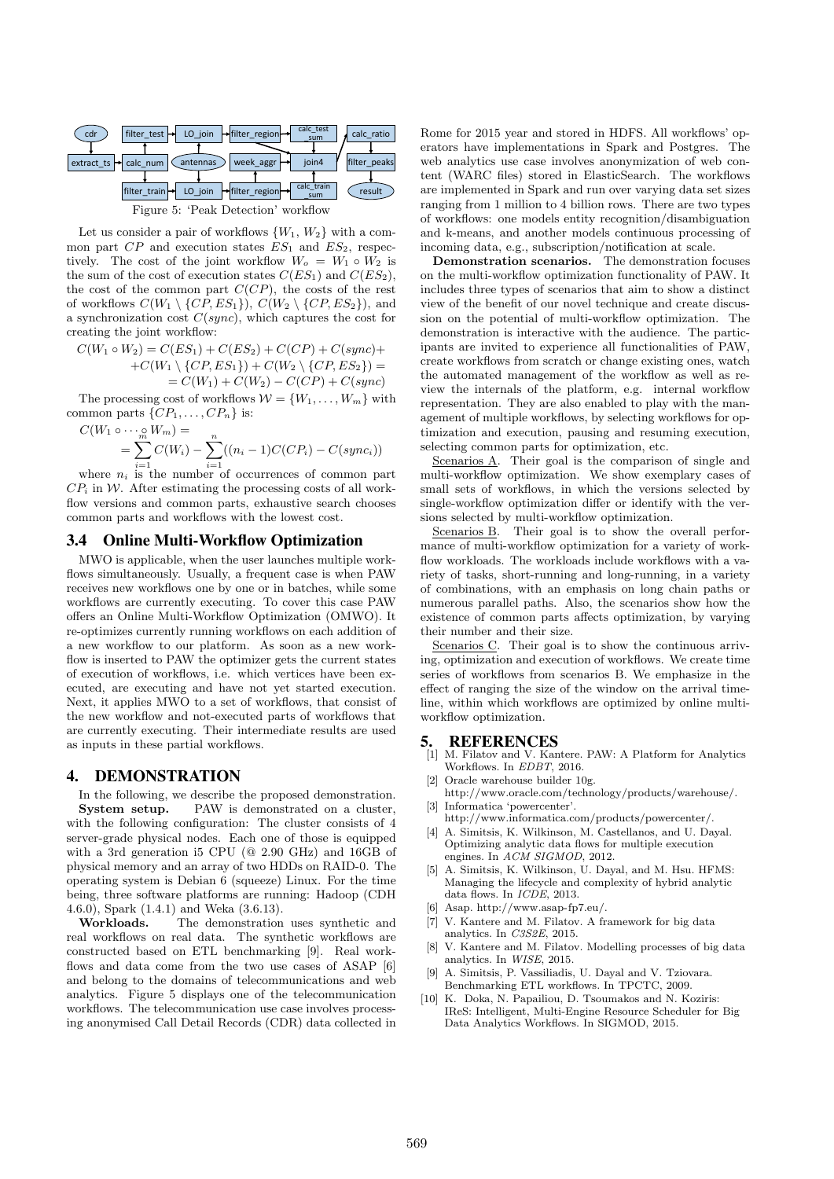cdr

filter_test

LO_join

filter_region

calc_test_sum

calc_ratio

extract_ts

calc_num

antennas

week_aggr

join4

filter_peaks

filter_train

LO_join

filter_region

calc_train_sum

result

Figure 5: 'Peak Detection' workflow

Let us consider a pair of workflows $\{W_1, W_2\}$ with a common part $CP$ and execution states $ES_1$ and $ES_2$, respectively. The cost of the joint workflow $W_o = W_1 \circ W_2$ is the sum of the cost of execution states $C(ES_1)$ and $C(ES_2)$, the cost of the common part $C(CP)$, the costs of the rest of workflows $C(W_1 \setminus \{CP, ES_1\})$, $C(W_2 \setminus \{CP, ES_2\})$, and a synchronization cost $C(sync)$, which captures the cost for creating the joint workflow:

$$
\begin{aligned}
C(W_1 \circ W_2) &= C(ES_1) + C(ES_2) + C(CP) + C(sync) + \\
&\quad + C(W_1 \setminus \{CP, ES_1\}) + C(W_2 \setminus \{CP, ES_2\}) = \\
&= C(W_1) + C(W_2) - C(CP) + C(sync)
\end{aligned}
$$

The processing cost of workflows $\mathcal{W} = \{W_1, \ldots, W_m\}$ with common parts $\{CP_1, \ldots, CP_n\}$ is:

$$
\begin{aligned}
C(W_1 \circ \cdots \circ W_m) &= \\
&= \sum_{i=1}^{m} C(W_i) - \sum_{i=1}^{n} ((n_i - 1)C(CP_i) - C(sync_i))
\end{aligned}
$$

where $n_i$ is the number of occurrences of common part $CP_i$ in $\mathcal{W}$. After estimating the processing costs of all workflow versions and common parts, exhaustive search chooses common parts and workflows with the lowest cost.

### 3.4 Online Multi-Workflow Optimization

MWO is applicable, when the user launches multiple workflows simultaneously. Usually, a frequent case is when PAW receives new workflows one by one or in batches, while some workflows are currently executing. To cover this case PAW offers an Online Multi-Workflow Optimization (OMWO). It re-optimizes currently running workflows on each addition of a new workflow to our platform. As soon as a new workflow is inserted to PAW the optimizer gets the current states of execution of workflows, i.e. which vertices have been executed, are executing and have not yet started execution. Next, it applies MWO to a set of workflows, that consist of the new workflow and not-executed parts of workflows that are currently executing. Their intermediate results are used as inputs in these partial workflows.

## 4. DEMONSTRATION

In the following, we describe the proposed demonstration.

**System setup.** PAW is demonstrated on a cluster, with the following configuration: The cluster consists of 4 server-grade physical nodes. Each one of those is equipped with a 3rd generation i5 CPU (@ 2.90 GHz) and 16GB of physical memory and an array of two HDDs on RAID-0. The operating system is Debian 6 (squeeze) Linux. For the time being, three software platforms are running: Hadoop (CDH 4.6.0), Spark (1.4.1) and Weka (3.6.13).

**Workloads.** The demonstration uses synthetic and real workflows on real data. The synthetic workflows are constructed based on ETL benchmarking [9]. Real workflows and data come from the two use cases of ASAP [6] and belong to the domains of telecommunications and web analytics. Figure 5 displays one of the telecommunication workflows. The telecommunication use case involves processing anonymised Call Detail Records (CDR) data collected in Rome for 2015 year and stored in HDFS. All workflows' operators have implementations in Spark and Postgres. The web analytics use case involves anonymization of web content (WARC files) stored in ElasticSearch. The workflows are implemented in Spark and run over varying data set sizes ranging from 1 million to 4 billion rows. There are two types of workflows: one models entity recognition/disambiguation and k-means, and another models continuous processing of incoming data, e.g., subscription/notification at scale.

**Demonstration scenarios.** The demonstration focuses on the multi-workflow optimization functionality of PAW. It includes three types of scenarios that aim to show a distinct view of the benefit of our novel technique and create discussion on the potential of multi-workflow optimization. The demonstration is interactive with the audience. The participants are invited to experience all functionalities of PAW, create workflows from scratch or change existing ones, watch the automated management of the workflow as well as review the internals of the platform, e.g. internal workflow representation. They are also enabled to play with the management of multiple workflows, by selecting workflows for optimization and execution, pausing and resuming execution, selecting common parts for optimization, etc.

Scenarios A. Their goal is the comparison of single and multi-workflow optimization. We show exemplary cases of small sets of workflows, in which the versions selected by single-workflow optimization differ or identify with the versions selected by multi-workflow optimization.

Scenarios B. Their goal is to show the overall performance of multi-workflow optimization for a variety of workflow workloads. The workloads include workflows with a variety of tasks, short-running and long-running, in a variety of combinations, with an emphasis on long chain paths or numerous parallel paths. Also, the scenarios show how the existence of common parts affects optimization, by varying their number and their size.

Scenarios C. Their goal is to show the continuous arriving, optimization and execution of workflows. We create time series of workflows from scenarios B. We emphasize in the effect of ranging the size of the window on the arrival timeline, within which workflows are optimized by online multi-workflow optimization.

## 5. REFERENCES

[1] M. Filatov and V. Kantere. PAW: A Platform for Analytics Workflows. In *EDBT*, 2016.

[2] Oracle warehouse builder 10g. http://www.oracle.com/technology/products/warehouse/.

[3] Informatica 'powercenter'. http://www.informatica.com/products/powercenter/.

[4] A. Simitsis, K. Wilkinson, M. Castellanos, and U. Dayal. Optimizing analytic data flows for multiple execution engines. In *ACM SIGMOD*, 2012.

[5] A. Simitsis, K. Wilkinson, U. Dayal, and M. Hsu. HFMS: Managing the lifecycle and complexity of hybrid analytic data flows. In *ICDE*, 2013.

[6] Asap. http://www.asap-fp7.eu/.

[7] V. Kantere and M. Filatov. A framework for big data analytics. In *C3S2E*, 2015.

[8] V. Kantere and M. Filatov. Modelling processes of big data analytics. In *WISE*, 2015.

[9] A. Simitsis, P. Vassiliadis, U. Dayal and V. Tziovara. Benchmarking ETL workflows. In TPCTC, 2009.

[10] K. Doka, N. Papailiou, D. Tsoumakos and N. Koziris: IReS: Intelligent, Multi-Engine Resource Scheduler for Big Data Analytics Workflows. In SIGMOD, 2015.